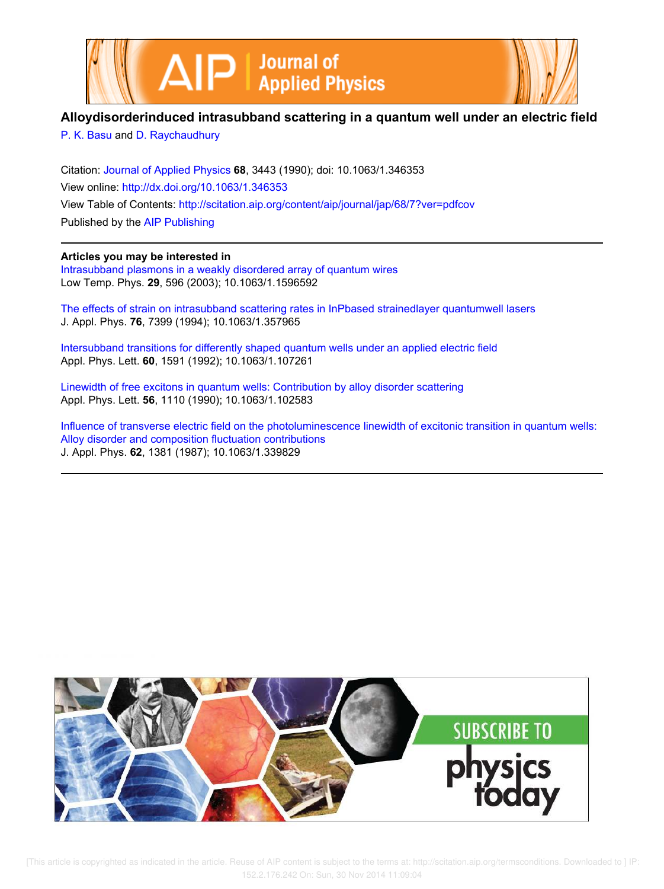# Alloydisorderinduced intrasubband scattering in a quantum well under an electric field

P. K. Basu and D. Raychaudhury

Citation: Journal of Applied Physics **68**, 3443 (1990); doi: 10.1063/1.346353

View online: http://dx.doi.org/10.1063/1.346353

View Table of Contents: http://scitation.aip.org/content/aip/journal/jap/68/7?ver=pdfcov

Published by the AIP Publishing

## Articles you may be interested in

Intrasubband plasmons in a weakly disordered array of quantum wires
Low Temp. Phys. **29**, 596 (2003); 10.1063/1.1596592

The effects of strain on intrasubband scattering rates in InPbased strainedlayer quantumwell lasers
J. Appl. Phys. **76**, 7399 (1994); 10.1063/1.357965

Intersubband transitions for differently shaped quantum wells under an applied electric field
Appl. Phys. Lett. **60**, 1591 (1992); 10.1063/1.107261

Linewidth of free excitons in quantum wells: Contribution by alloy disorder scattering
Appl. Phys. Lett. **56**, 1110 (1990); 10.1063/1.102583

Influence of transverse electric field on the photoluminescence linewidth of excitonic transition in quantum wells: Alloy disorder and composition fluctuation contributions
J. Appl. Phys. **62**, 1381 (1987); 10.1063/1.339829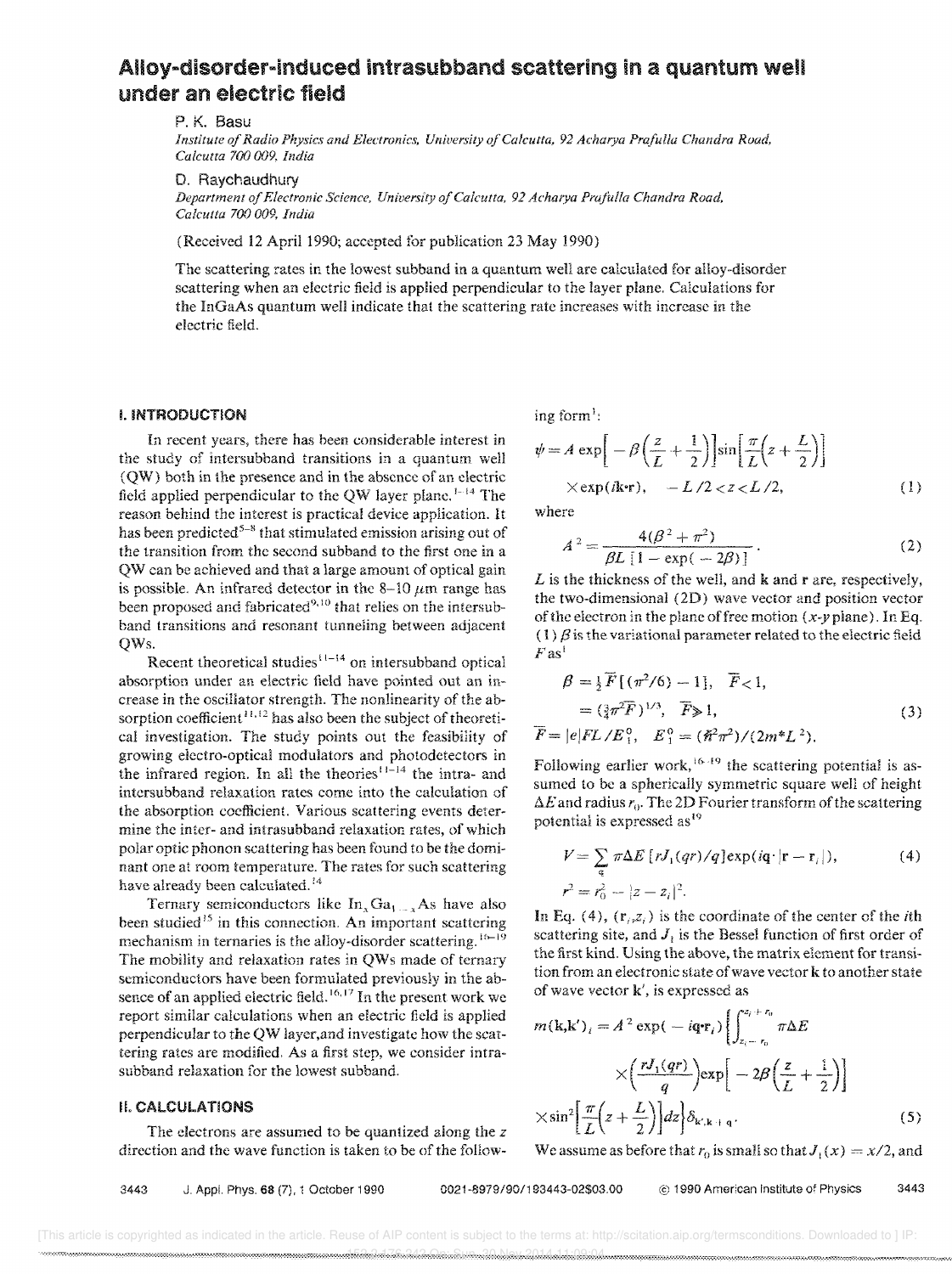# Alloy-disorder-induced intrasubband scattering in a quantum well under an electric field

P. K. Basu

*Institute of Radio Physics and Electronics, University of Calcutta, 92 Acharya Prafulla Chandra Road, Calcutta 700 009, India*

D. Raychaudhury

*Department of Electronic Science, University of Calcutta, 92 Acharya Prafulla Chandra Road, Calcutta 700 009, India*

(Received 12 April 1990; accepted for publication 23 May 1990)

The scattering rates in the lowest subband in a quantum well are calculated for alloy-disorder scattering when an electric field is applied perpendicular to the layer plane. Calculations for the InGaAs quantum well indicate that the scattering rate increases with increase in the electric field.

## I. INTRODUCTION

In recent years, there has been considerable interest in the study of intersubband transitions in a quantum well (QW) both in the presence and in the absence of an electric field applied perpendicular to the QW layer plane.[1-14] The reason behind the interest is practical device application. It has been predicted[5-8] that stimulated emission arising out of the transition from the second subband to the first one in a QW can be achieved and that a large amount of optical gain is possible. An infrared detector in the 8–10 $\mu$m range has been proposed and fabricated[9,10] that relies on the intersubband transitions and resonant tunneling between adjacent QWs.

Recent theoretical studies[11-14] on intersubband optical absorption under an electric field have pointed out an increase in the oscillator strength. The nonlinearity of the absorption coefficient[11,12] has also been the subject of theoretical investigation. The study points out the feasibility of growing electro-optical modulators and photodetectors in the infrared region. In all the theories[11-14] the intra- and intersubband relaxation rates come into the calculation of the absorption coefficient. Various scattering events determine the inter- and intrasubband relaxation rates, of which polar optic phonon scattering has been found to be the dominant one at room temperature. The rates for such scattering have already been calculated.[14]

Ternary semiconductors like $In_xGa_{1-x}As$ have also been studied[15] in this connection. An important scattering mechanism in ternaries is the alloy-disorder scattering.[16-19] The mobility and relaxation rates in QWs made of ternary semiconductors have been formulated previously in the absence of an applied electric field.[16,17] In the present work we report similar calculations when an electric field is applied perpendicular to the QW layer,and investigate how the scattering rates are modified. As a first step, we consider intrasubband relaxation for the lowest subband.

## II. CALCULATIONS

The electrons are assumed to be quantized along the $z$ direction and the wave function is taken to be of the following form[1]:

$$\psi = A\exp\left[-\beta\left(\frac{z}{L}+\frac{1}{2}\right)\right]\sin\left[\frac{\pi}{L}\left(z+\frac{L}{2}\right)\right]\times\exp(i\mathbf{k}\cdot\mathbf{r}),\quad -L/2<z<L/2, \tag{1}$$

where

$$A^2=\frac{4(\beta^2+\pi^2)}{\beta L\,[1-\exp(-2\beta)]}. \tag{2}$$

$L$ is the thickness of the well, and $\mathbf{k}$ and $\mathbf{r}$ are, respectively, the two-dimensional (2D) wave vector and position vector of the electron in the plane of free motion ($x$-$y$ plane). In Eq. (1) $\beta$ is the variational parameter related to the electric field $F$ as[1]

$$\begin{aligned}\beta &= \tfrac{1}{2}\bar{F}[(\pi^2/6)-1],\quad \bar{F}<1,\\ &= (\tfrac{3}{2}\pi^2\bar{F})^{1/3},\quad \bar{F}\gg 1,\\ \bar{F} &= |e|FL/E_1^0,\quad E_1^0=(\hbar^2\pi^2)/(2m^*L^2).\end{aligned} \tag{3}$$

Following earlier work,[16-19] the scattering potential is assumed to be a spherically symmetric square well of height $\Delta E$ and radius $r_0$. The 2D Fourier transform of the scattering potential is expressed as[19]

$$V=\sum_q \pi\Delta E\,[rJ_1(qr)/q]\exp(iq\cdot|\mathbf{r}-\mathbf{r}_i|), \tag{4}$$

$$r^2=r_0^2-|z-z_i|^2.$$

In Eq. (4), $(\mathbf{r}_i,z_i)$ is the coordinate of the center of the $i$th scattering site, and $J_1$ is the Bessel function of first order of the first kind. Using the above, the matrix element for transition from an electronic state of wave vector $\mathbf{k}$ to another state of wave vector $\mathbf{k}'$, is expressed as

$$m(\mathbf{k},\mathbf{k}')_i = A^2\exp(-i\mathbf{q}\cdot\mathbf{r}_i)\left\{\int_{z_i-r_0}^{z_i+r_0}\pi\Delta E\times\left(\frac{rJ_1(qr)}{q}\right)\exp\left[-2\beta\left(\frac{z}{L}+\frac{1}{2}\right)\right]\times\sin^2\left[\frac{\pi}{L}\left(z+\frac{L}{2}\right)\right]dz\right\}\delta_{\mathbf{k}',\mathbf{k}+\mathbf{q}}. \tag{5}$$

We assume as before that $r_0$ is small so that $J_1(x)=x/2$, and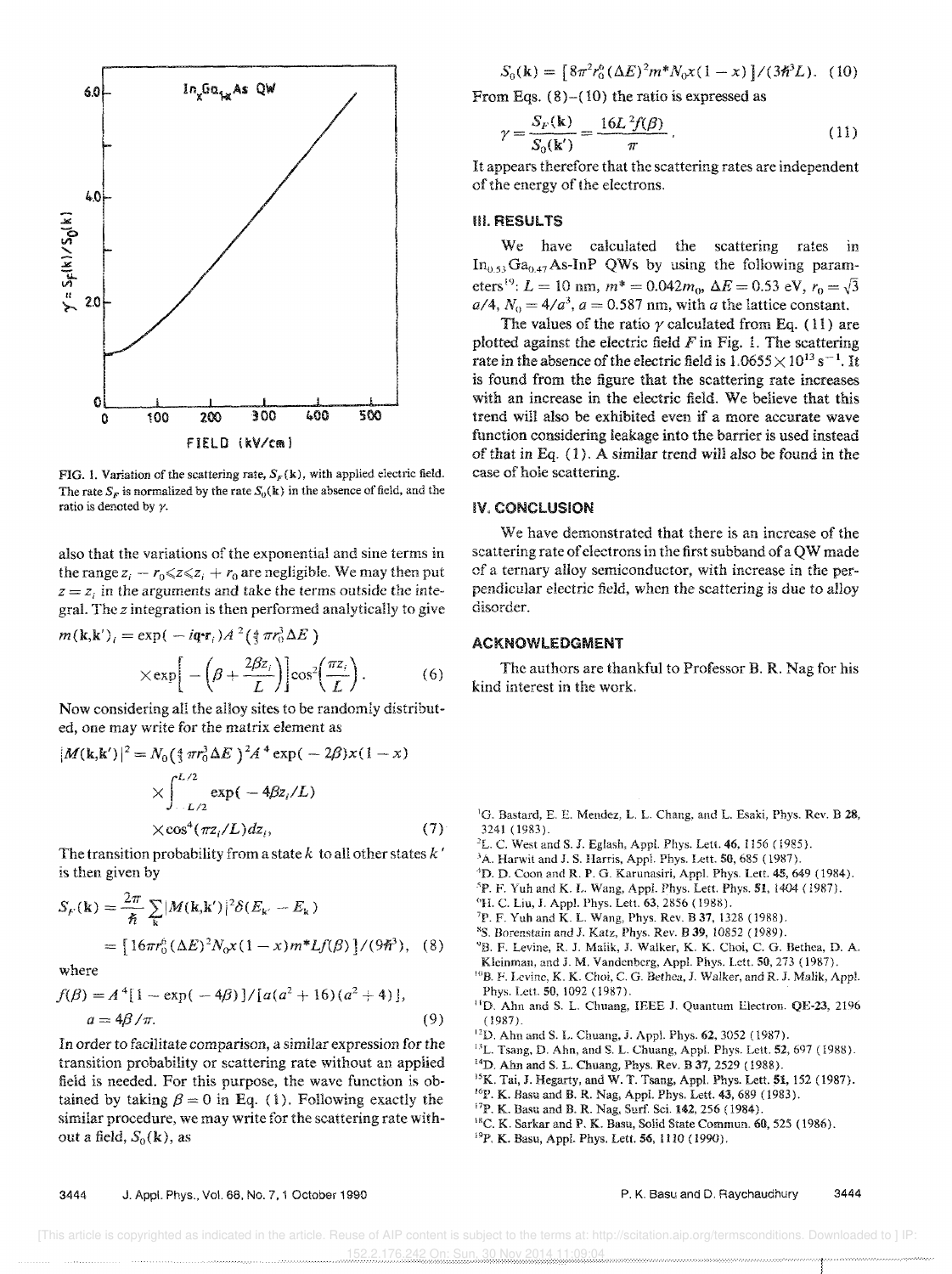In$_x$Ga$_{1-x}$As QW

$\gamma = S_F(k)/S_0(k)$

6.0

4.0

2.0

0

0 100 200 300 400 500

FIELD (kV/cm)

FIG. 1. Variation of the scattering rate, $S_F(\mathbf{k})$, with applied electric field. The rate $S_F$ is normalized by the rate $S_0(\mathbf{k})$ in the absence of field, and the ratio is denoted by $\gamma$.

also that the variations of the exponential and sine terms in the range $z_i - r_0 \leqslant z \leqslant z_i + r_0$ are negligible. We may then put $z = z_i$ in the arguments and take the terms outside the integral. The $z$ integration is then performed analytically to give

$$m(\mathbf{k},\mathbf{k}')_i = \exp(-i\mathbf{q}\cdot\mathbf{r}_i)A^2(\tfrac{4}{3}\pi r_0^3 \Delta E)$$
$$\times \exp\left[-\left(\beta + \frac{2\beta z_i}{L}\right)\right]\cos^2\left(\frac{\pi z_i}{L}\right). \tag{6}$$

Now considering all the alloy sites to be randomly distributed, one may write for the matrix element as

$$|M(\mathbf{k},\mathbf{k}')|^2 = N_0(\tfrac{4}{3}\pi r_0^3 \Delta E)^2 A^4 \exp(-2\beta)x(1-x)$$
$$\times \int_{-L/2}^{L/2} \exp(-4\beta z_i/L)$$
$$\times \cos^4(\pi z_i/L)dz_i, \tag{7}$$

The transition probability from a state $k$ to all other states $k'$ is then given by

$$S_F(\mathbf{k}) = \frac{2\pi}{\hbar}\sum_{\mathbf{k}'}|M(\mathbf{k},\mathbf{k}')|^2\delta(E_{\mathbf{k}'} - E_{\mathbf{k}})$$
$$= [16\pi r_0^6(\Delta E)^2 N_0 x(1-x)m^* L f(\beta)]/(9\hbar^3), \tag{8}$$

where

$$f(\beta) = A^4[1 - \exp(-4\beta)]/[a(a^2+16)(a^2+4)],$$
$$a = 4\beta/\pi. \tag{9}$$

In order to facilitate comparison, a similar expression for the transition probability or scattering rate without an applied field is needed. For this purpose, the wave function is obtained by taking $\beta = 0$ in Eq. (1). Following exactly the similar procedure, we may write for the scattering rate without a field, $S_0(\mathbf{k})$, as

$$S_0(\mathbf{k}) = [8\pi^2 r_0^6(\Delta E)^2 m^* N_0 x(1-x)]/(3\hbar^3 L). \tag{10}$$

From Eqs. (8)–(10) the ratio is expressed as

$$\gamma = \frac{S_F(\mathbf{k})}{S_0(\mathbf{k}')} = \frac{16L^2 f(\beta)}{\pi}. \tag{11}$$

It appears therefore that the scattering rates are independent of the energy of the electrons.

## III. RESULTS

We have calculated the scattering rates in In$_{0.53}$Ga$_{0.47}$As-InP QWs by using the following parameters[19]: $L = 10$ nm, $m^* = 0.042m_0$, $\Delta E = 0.53$ eV, $r_0 = \sqrt{3}\, a/4$, $N_0 = 4/a^3$, $a = 0.587$ nm, with $a$ the lattice constant.

The values of the ratio $\gamma$ calculated from Eq. (11) are plotted against the electric field $F$ in Fig. 1. The scattering rate in the absence of the electric field is $1.0655 \times 10^{13}$ s$^{-1}$. It is found from the figure that the scattering rate increases with an increase in the electric field. We believe that this trend will also be exhibited even if a more accurate wave function considering leakage into the barrier is used instead of that in Eq. (1). A similar trend will also be found in the case of hole scattering.

## IV. CONCLUSION

We have demonstrated that there is an increase of the scattering rate of electrons in the first subband of a QW made of a ternary alloy semiconductor, with increase in the perpendicular electric field, when the scattering is due to alloy disorder.

## ACKNOWLEDGMENT

The authors are thankful to Professor B. R. Nag for his kind interest in the work.

[1] G. Bastard, E. E. Mendez, L. L. Chang, and L. Esaki, Phys. Rev. B 28, 3241 (1983).
[2] L. C. West and S. J. Eglash, Appl. Phys. Lett. 46, 1156 (1985).
[3] A. Harwit and J. S. Harris, Appl. Phys. Lett. 50, 685 (1987).
[4] D. D. Coon and R. P. G. Karunasiri, Appl. Phys. Lett. 45, 649 (1984).
[5] P. F. Yuh and K. L. Wang, Appl. Phys. Lett. Phys. 51, 1404 (1987).
[6] H. C. Liu, J. Appl. Phys. Lett. 63, 2856 (1988).
[7] P. F. Yuh and K. L. Wang, Phys. Rev. B 37, 1328 (1988).
[8] S. Borenstain and J. Katz, Phys. Rev. B 39, 10852 (1989).
[9] B. F. Levine, R. J. Malik, J. Walker, K. K. Choi, C. G. Bethea, D. A. Kleinman, and J. M. Vandenberg, Appl. Phys. Lett. 50, 273 (1987).
[10] B. F. Levine, K. K. Choi, C. G. Bethea, J. Walker, and R. J. Malik, Appl. Phys. Lett. 50, 1092 (1987).
[11] D. Ahn and S. L. Chuang, IEEE J. Quantum Electron. QE-23, 2196 (1987).
[12] D. Ahn and S. L. Chuang, J. Appl. Phys. 62, 3052 (1987).
[13] L. Tsang, D. Ahn, and S. L. Chuang, Appl. Phys. Lett. 52, 697 (1988).
[14] D. Ahn and S. L. Chuang, Phys. Rev. B 37, 2529 (1988).
[15] K. Tai, J. Hegarty, and W. T. Tsang, Appl. Phys. Lett. 51, 152 (1987).
[16] P. K. Basu and B. R. Nag, Appl. Phys. Lett. 43, 689 (1983).
[17] P. K. Basu and B. R. Nag, Surf. Sci. 142, 256 (1984).
[18] C. K. Sarkar and P. K. Basu, Solid State Commun. 60, 525 (1986).
[19] P. K. Basu, Appl. Phys. Lett. 56, 1110 (1990).